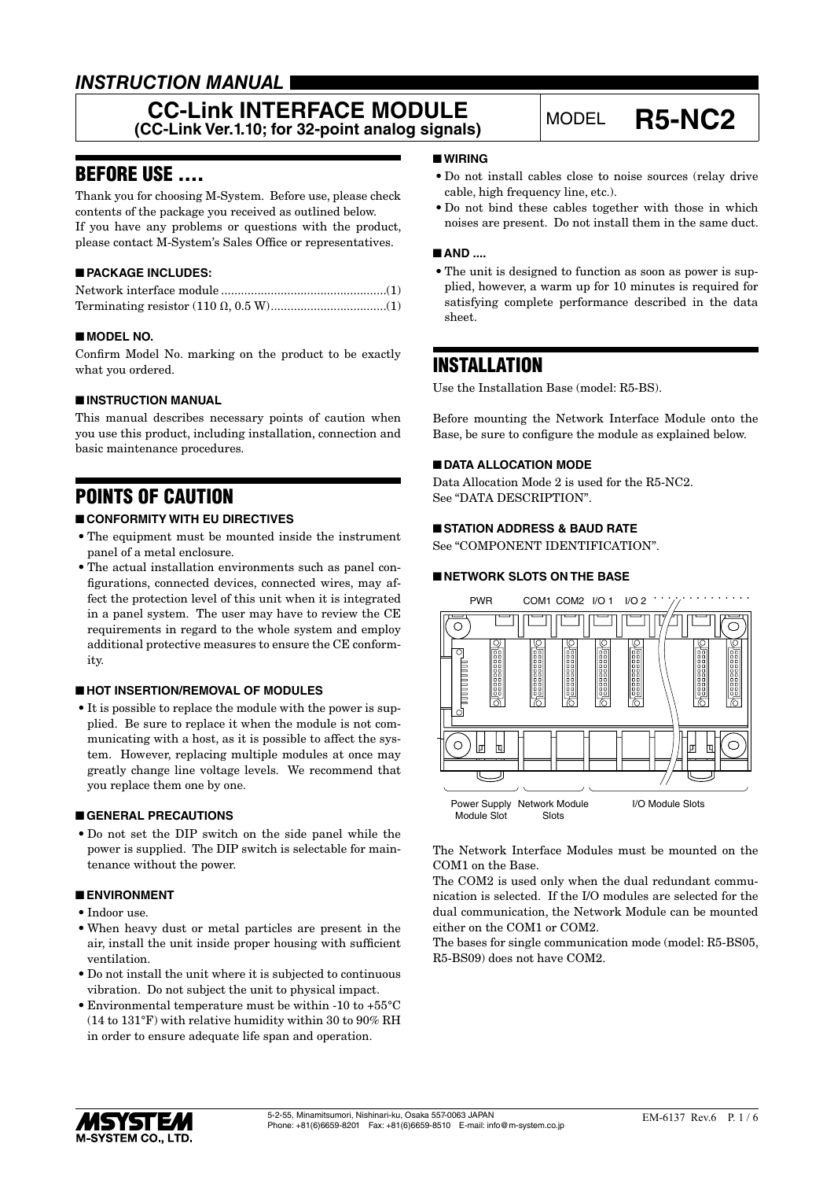*INSTRUCTION MANUAL*

# CC-Link INTERFACE MODULE
**(CC-Link Ver.1.10; for 32-point analog signals)**

MODEL **R5-NC2**

## BEFORE USE ....

Thank you for choosing M-System. Before use, please check contents of the package you received as outlined below.
If you have any problems or questions with the product, please contact M-System's Sales Office or representatives.

### ■ PACKAGE INCLUDES:

Network interface module ..................................................(1)
Terminating resistor (110 Ω, 0.5 W)...................................(1)

### ■ MODEL NO.

Confirm Model No. marking on the product to be exactly what you ordered.

### ■ INSTRUCTION MANUAL

This manual describes necessary points of caution when you use this product, including installation, connection and basic maintenance procedures.

## POINTS OF CAUTION

### ■ CONFORMITY WITH EU DIRECTIVES

- The equipment must be mounted inside the instrument panel of a metal enclosure.
- The actual installation environments such as panel configurations, connected devices, connected wires, may affect the protection level of this unit when it is integrated in a panel system. The user may have to review the CE requirements in regard to the whole system and employ additional protective measures to ensure the CE conformity.

### ■ HOT INSERTION/REMOVAL OF MODULES

- It is possible to replace the module with the power is supplied. Be sure to replace it when the module is not communicating with a host, as it is possible to affect the system. However, replacing multiple modules at once may greatly change line voltage levels. We recommend that you replace them one by one.

### ■ GENERAL PRECAUTIONS

- Do not set the DIP switch on the side panel while the power is supplied. The DIP switch is selectable for maintenance without the power.

### ■ ENVIRONMENT

- Indoor use.
- When heavy dust or metal particles are present in the air, install the unit inside proper housing with sufficient ventilation.
- Do not install the unit where it is subjected to continuous vibration. Do not subject the unit to physical impact.
- Environmental temperature must be within -10 to +55°C (14 to 131°F) with relative humidity within 30 to 90% RH in order to ensure adequate life span and operation.

### ■ WIRING

- Do not install cables close to noise sources (relay drive cable, high frequency line, etc.).
- Do not bind these cables together with those in which noises are present. Do not install them in the same duct.

### ■ AND ....

- The unit is designed to function as soon as power is supplied, however, a warm up for 10 minutes is required for satisfying complete performance described in the data sheet.

## INSTALLATION

Use the Installation Base (model: R5-BS).

Before mounting the Network Interface Module onto the Base, be sure to configure the module as explained below.

### ■ DATA ALLOCATION MODE

Data Allocation Mode 2 is used for the R5-NC2.
See "DATA DESCRIPTION".

### ■ STATION ADDRESS & BAUD RATE

See "COMPONENT IDENTIFICATION".

### ■ NETWORK SLOTS ON THE BASE

PWR COM1 COM2 I/O 1 I/O 2

Power Supply Module Slot | Network Module Slots | I/O Module Slots

The Network Interface Modules must be mounted on the COM1 on the Base.
The COM2 is used only when the dual redundant communication is selected. If the I/O modules are selected for the dual communication, the Network Module can be mounted either on the COM1 or COM2.
The bases for single communication mode (model: R5-BS05, R5-BS09) does not have COM2.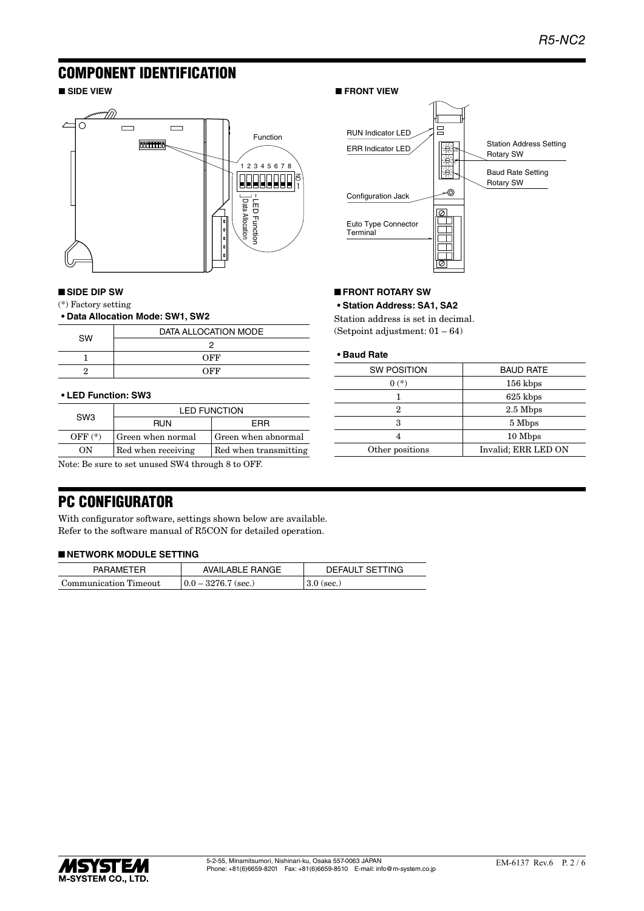# COMPONENT IDENTIFICATION

## ■ SIDE VIEW

Function

1 2 3 4 5 6 7 8

ON

LED Function
Data Allocation

## ■ FRONT VIEW

RUN Indicator LED

ERR Indicator LED

Station Address Setting Rotary SW

Baud Rate Setting Rotary SW

Configuration Jack

Euto Type Connector Terminal

## ■ SIDE DIP SW

(*) Factory setting

**• Data Allocation Mode: SW1, SW2**

| SW | DATA ALLOCATION MODE |
|---|---|
| | 2 |
| 1 | OFF |
| 2 | OFF |

**• LED Function: SW3**

| SW3 | LED FUNCTION | |
|---|---|---|
| | RUN | ERR |
| OFF (*) | Green when normal | Green when abnormal |
| ON | Red when receiving | Red when transmitting |

Note: Be sure to set unused SW4 through 8 to OFF.

## ■ FRONT ROTARY SW

**• Station Address: SA1, SA2**

Station address is set in decimal.
(Setpoint adjustment: 01 – 64)

**• Baud Rate**

| SW POSITION | BAUD RATE |
|---|---|
| 0 (*) | 156 kbps |
| 1 | 625 kbps |
| 2 | 2.5 Mbps |
| 3 | 5 Mbps |
| 4 | 10 Mbps |
| Other positions | Invalid; ERR LED ON |

# PC CONFIGURATOR

With configurator software, settings shown below are available.
Refer to the software manual of R5CON for detailed operation.

## ■ NETWORK MODULE SETTING

| PARAMETER | AVAILABLE RANGE | DEFAULT SETTING |
|---|---|---|
| Communication Timeout | 0.0 – 3276.7 (sec.) | 3.0 (sec.) |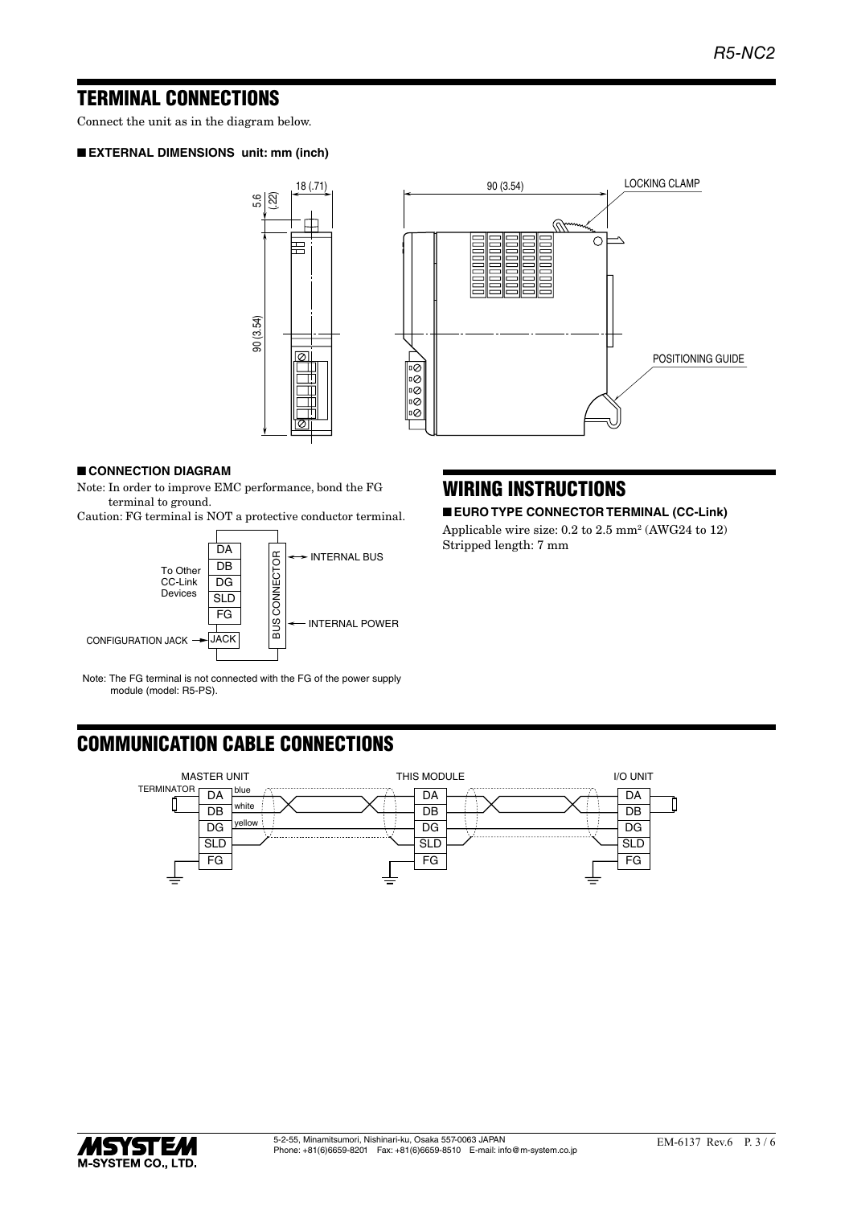## TERMINAL CONNECTIONS

Connect the unit as in the diagram below.

### ■ EXTERNAL DIMENSIONS unit: mm (inch)

### ■ CONNECTION DIAGRAM

Note: In order to improve EMC performance, bond the FG terminal to ground.

Caution: FG terminal is NOT a protective conductor terminal.

Note: The FG terminal is not connected with the FG of the power supply module (model: R5-PS).

## WIRING INSTRUCTIONS

### ■ EURO TYPE CONNECTOR TERMINAL (CC-Link)

Applicable wire size: 0.2 to 2.5 $mm^2$ (AWG24 to 12)
Stripped length: 7 mm

## COMMUNICATION CABLE CONNECTIONS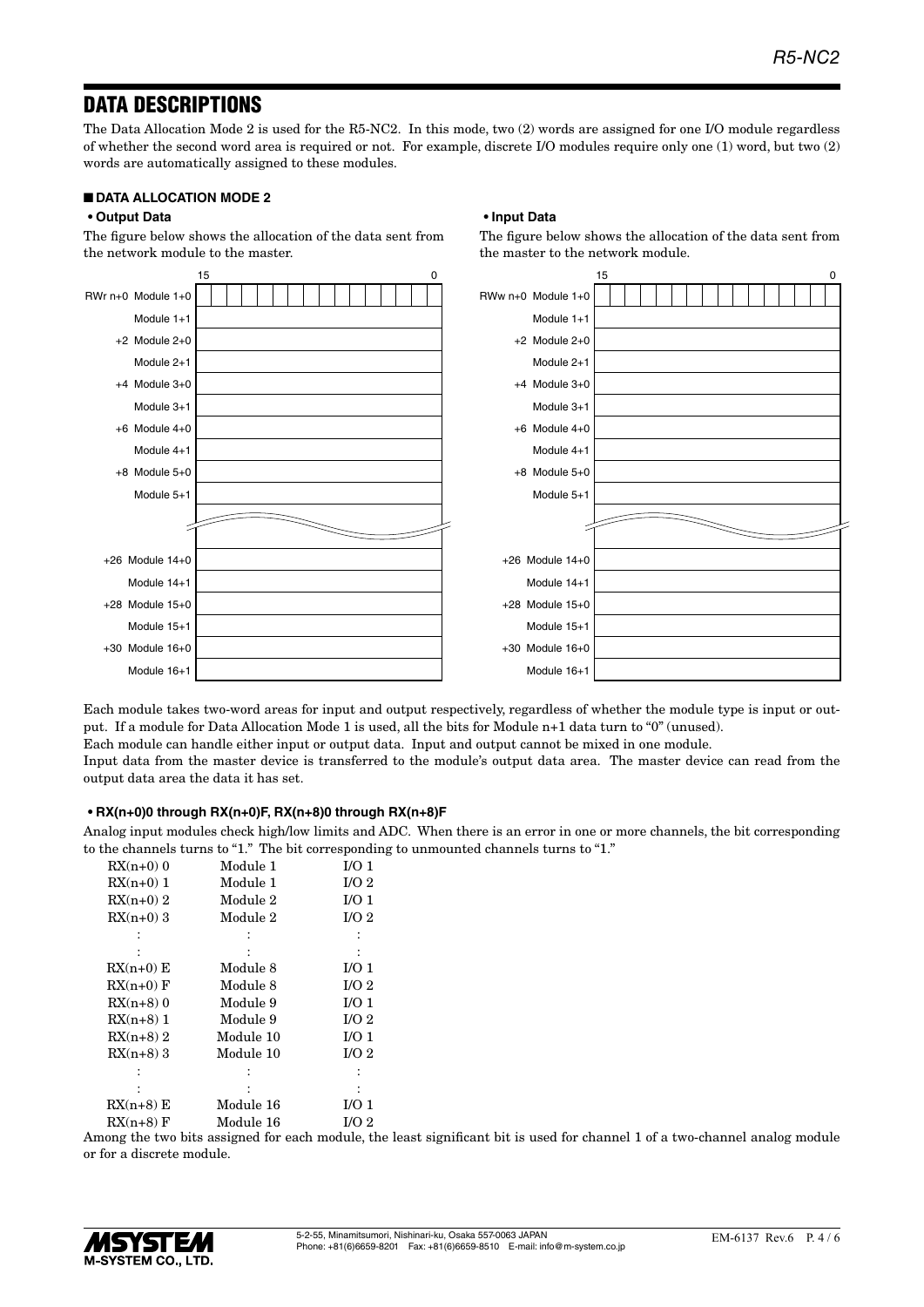## DATA DESCRIPTIONS

The Data Allocation Mode 2 is used for the R5-NC2. In this mode, two (2) words are assigned for one I/O module regardless of whether the second word area is required or not. For example, discrete I/O modules require only one (1) word, but two (2) words are automatically assigned to these modules.

### ■ DATA ALLOCATION MODE 2

**• Output Data**

The figure below shows the allocation of the data sent from the network module to the master.

| Address | Module | Bits 15 … 0 |
|---|---|---|
| RWr n+0 | Module 1+0 | |
| | Module 1+1 | |
| +2 | Module 2+0 | |
| | Module 2+1 | |
| +4 | Module 3+0 | |
| | Module 3+1 | |
| +6 | Module 4+0 | |
| | Module 4+1 | |
| +8 | Module 5+0 | |
| | Module 5+1 | |
| ⋮ | ⋮ | |
| +26 | Module 14+0 | |
| | Module 14+1 | |
| +28 | Module 15+0 | |
| | Module 15+1 | |
| +30 | Module 16+0 | |
| | Module 16+1 | |

**• Input Data**

The figure below shows the allocation of the data sent from the master to the network module.

| Address | Module | Bits 15 … 0 |
|---|---|---|
| RWw n+0 | Module 1+0 | |
| | Module 1+1 | |
| +2 | Module 2+0 | |
| | Module 2+1 | |
| +4 | Module 3+0 | |
| | Module 3+1 | |
| +6 | Module 4+0 | |
| | Module 4+1 | |
| +8 | Module 5+0 | |
| | Module 5+1 | |
| ⋮ | ⋮ | |
| +26 | Module 14+0 | |
| | Module 14+1 | |
| +28 | Module 15+0 | |
| | Module 15+1 | |
| +30 | Module 16+0 | |
| | Module 16+1 | |

Each module takes two-word areas for input and output respectively, regardless of whether the module type is input or output. If a module for Data Allocation Mode 1 is used, all the bits for Module n+1 data turn to "0" (unused).

Each module can handle either input or output data. Input and output cannot be mixed in one module.

Input data from the master device is transferred to the module's output data area. The master device can read from the output data area the data it has set.

**• RX(n+0)0 through RX(n+0)F, RX(n+8)0 through RX(n+8)F**

Analog input modules check high/low limits and ADC. When there is an error in one or more channels, the bit corresponding to the channels turns to "1." The bit corresponding to unmounted channels turns to "1."

| Bit | Module | I/O |
|---|---|---|
| RX(n+0) 0 | Module 1 | I/O 1 |
| RX(n+0) 1 | Module 1 | I/O 2 |
| RX(n+0) 2 | Module 2 | I/O 1 |
| RX(n+0) 3 | Module 2 | I/O 2 |
| : | : | : |
| : | : | : |
| RX(n+0) E | Module 8 | I/O 1 |
| RX(n+0) F | Module 8 | I/O 2 |
| RX(n+8) 0 | Module 9 | I/O 1 |
| RX(n+8) 1 | Module 9 | I/O 2 |
| RX(n+8) 2 | Module 10 | I/O 1 |
| RX(n+8) 3 | Module 10 | I/O 2 |
| : | : | : |
| : | : | : |
| RX(n+8) E | Module 16 | I/O 1 |
| RX(n+8) F | Module 16 | I/O 2 |

Among the two bits assigned for each module, the least significant bit is used for channel 1 of a two-channel analog module or for a discrete module.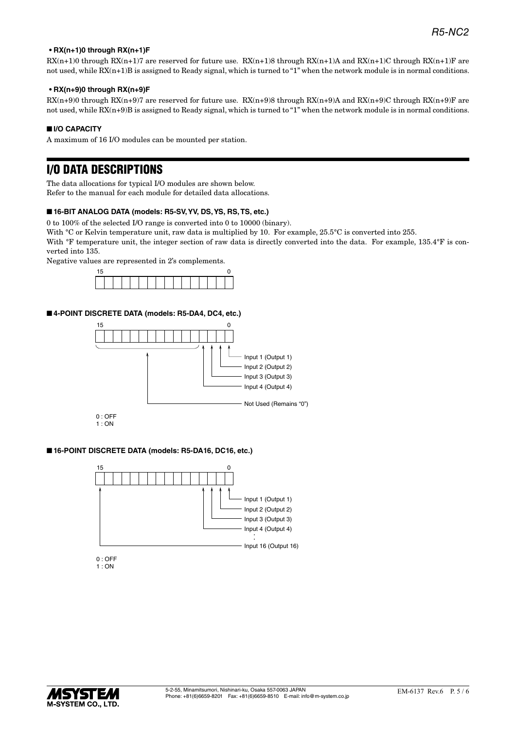**• RX(n+1)0 through RX(n+1)F**

RX(n+1)0 through RX(n+1)7 are reserved for future use. RX(n+1)8 through RX(n+1)A and RX(n+1)C through RX(n+1)F are not used, while RX(n+1)B is assigned to Ready signal, which is turned to "1" when the network module is in normal conditions.

**• RX(n+9)0 through RX(n+9)F**

RX(n+9)0 through RX(n+9)7 are reserved for future use. RX(n+9)8 through RX(n+9)A and RX(n+9)C through RX(n+9)F are not used, while RX(n+9)B is assigned to Ready signal, which is turned to "1" when the network module is in normal conditions.

### ■ I/O CAPACITY

A maximum of 16 I/O modules can be mounted per station.

## I/O DATA DESCRIPTIONS

The data allocations for typical I/O modules are shown below.
Refer to the manual for each module for detailed data allocations.

### ■ 16-BIT ANALOG DATA (models: R5-SV, YV, DS, YS, RS, TS, etc.)

0 to 100% of the selected I/O range is converted into 0 to 10000 (binary).

With °C or Kelvin temperature unit, raw data is multiplied by 10. For example, 25.5°C is converted into 255.

With °F temperature unit, the integer section of raw data is directly converted into the data. For example, 135.4°F is converted into 135.

Negative values are represented in 2's complements.

15 0

### ■ 4-POINT DISCRETE DATA (models: R5-DA4, DC4, etc.)

15 0

- Input 1 (Output 1)
- Input 2 (Output 2)
- Input 3 (Output 3)
- Input 4 (Output 4)
- Not Used (Remains "0")

0 : OFF
1 : ON

### ■ 16-POINT DISCRETE DATA (models: R5-DA16, DC16, etc.)

15 0

- Input 1 (Output 1)
- Input 2 (Output 2)
- Input 3 (Output 3)
- Input 4 (Output 4)
- :
- Input 16 (Output 16)

0 : OFF
1 : ON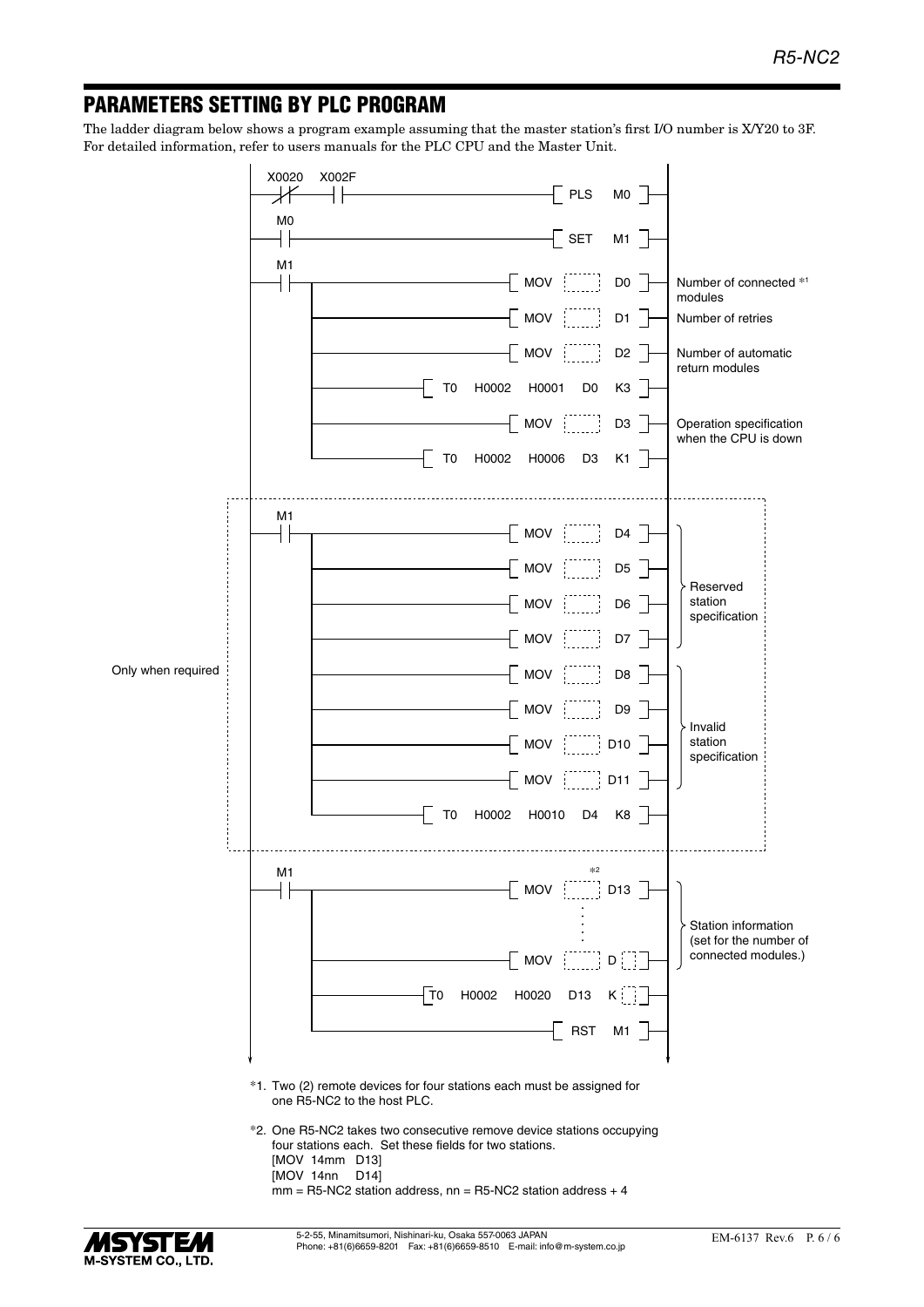## PARAMETERS SETTING BY PLC PROGRAM

The ladder diagram below shows a program example assuming that the master station's first I/O number is X/Y20 to 3F. For detailed information, refer to users manuals for the PLC CPU and the Master Unit.

X0020 X002F
[ PLS M0 ]

M0
[ SET M1 ]

M1
[ MOV D0 ] Number of connected *1 modules
[ MOV D1 ] Number of retries
[ MOV D2 ] Number of automatic return modules
[ T0 H0002 H0001 D0 K3 ]
[ MOV D3 ] Operation specification when the CPU is down
[ T0 H0002 H0006 D3 K1 ]

Only when required

M1
[ MOV D4 ]
[ MOV D5 ]
[ MOV D6 ]
[ MOV D7 ]
Reserved station specification
[ MOV D8 ]
[ MOV D9 ]
[ MOV D10 ]
[ MOV D11 ]
Invalid station specification
[ T0 H0002 H0010 D4 K8 ]

M1
[ MOV *2 D13 ]
⋮
[ MOV D ]
Station information (set for the number of connected modules.)
[ T0 H0002 H0020 D13 K ]
[ RST M1 ]

*1. Two (2) remote devices for four stations each must be assigned for one R5-NC2 to the host PLC.

*2. One R5-NC2 takes two consecutive remove device stations occupying four stations each. Set these fields for two stations.
[MOV 14mm D13]
[MOV 14nn D14]
mm = R5-NC2 station address, nn = R5-NC2 station address + 4